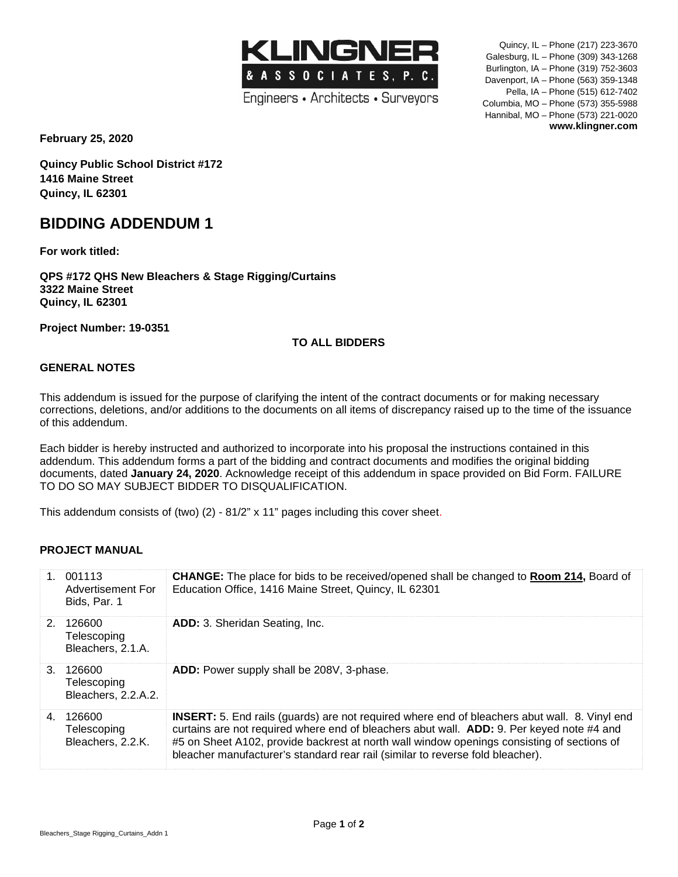**KLINGNER & ASSOCIATES, P.C.**
Engineers • Architects • Surveyors

Quincy, IL – Phone (217) 223-3670
Galesburg, IL – Phone (309) 343-1268
Burlington, IA – Phone (319) 752-3603
Davenport, IA – Phone (563) 359-1348
Pella, IA – Phone (515) 612-7402
Columbia, MO – Phone (573) 355-5988
Hannibal, MO – Phone (573) 221-0020
**www.klingner.com**

**February 25, 2020**

**Quincy Public School District #172**
**1416 Maine Street**
**Quincy, IL 62301**

# BIDDING ADDENDUM 1

**For work titled:**

**QPS #172 QHS New Bleachers & Stage Rigging/Curtains**
**3322 Maine Street**
**Quincy, IL 62301**

**Project Number: 19-0351**

**TO ALL BIDDERS**

## GENERAL NOTES

This addendum is issued for the purpose of clarifying the intent of the contract documents or for making necessary corrections, deletions, and/or additions to the documents on all items of discrepancy raised up to the time of the issuance of this addendum.

Each bidder is hereby instructed and authorized to incorporate into his proposal the instructions contained in this addendum. This addendum forms a part of the bidding and contract documents and modifies the original bidding documents, dated **January 24, 2020**. Acknowledge receipt of this addendum in space provided on Bid Form. FAILURE TO DO SO MAY SUBJECT BIDDER TO DISQUALIFICATION.

This addendum consists of (two) (2) - 81/2" x 11" pages including this cover sheet.

## PROJECT MANUAL

| Item | Description |
|---|---|
| 1. 001113 Advertisement For Bids, Par. 1 | **CHANGE:** The place for bids to be received/opened shall be changed to **Room 214,** Board of Education Office, 1416 Maine Street, Quincy, IL 62301 |
| 2. 126600 Telescoping Bleachers, 2.1.A. | **ADD:** 3. Sheridan Seating, Inc. |
| 3. 126600 Telescoping Bleachers, 2.2.A.2. | **ADD:** Power supply shall be 208V, 3-phase. |
| 4. 126600 Telescoping Bleachers, 2.2.K. | **INSERT:** 5. End rails (guards) are not required where end of bleachers abut wall. 8. Vinyl end curtains are not required where end of bleachers abut wall. **ADD:** 9. Per keyed note #4 and #5 on Sheet A102, provide backrest at north wall window openings consisting of sections of bleacher manufacturer's standard rear rail (similar to reverse fold bleacher). |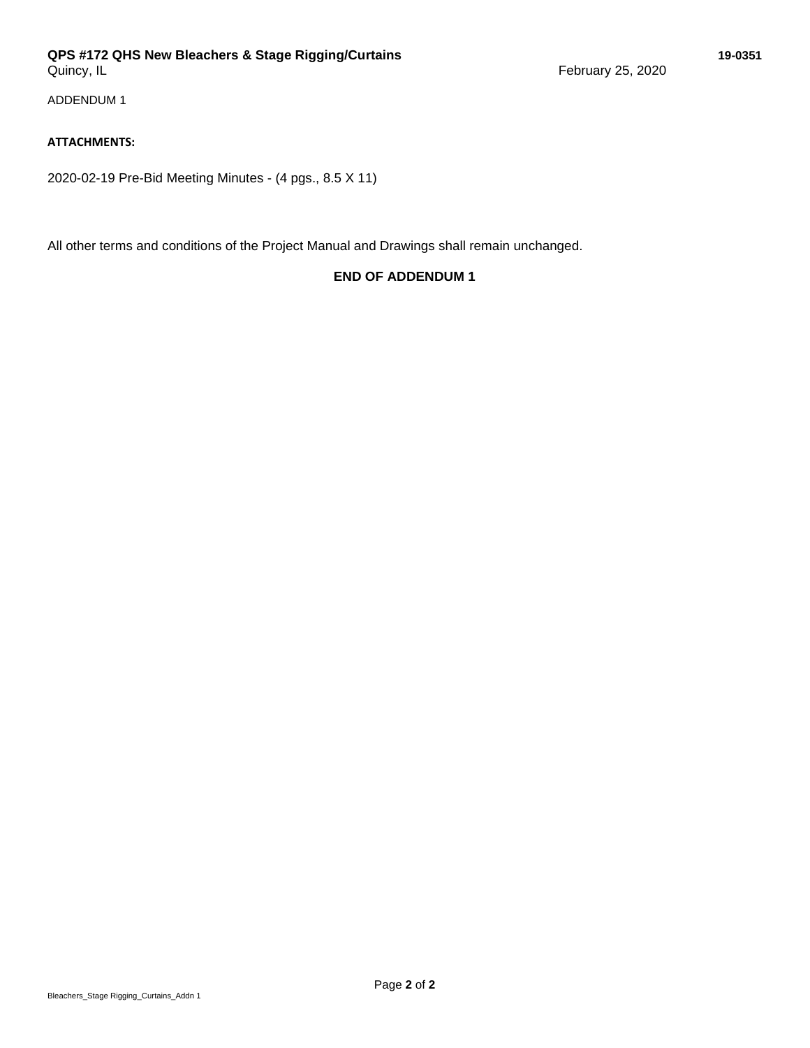ADDENDUM 1

**ATTACHMENTS:**

2020-02-19 Pre-Bid Meeting Minutes - (4 pgs., 8.5 X 11)

All other terms and conditions of the Project Manual and Drawings shall remain unchanged.

**END OF ADDENDUM 1**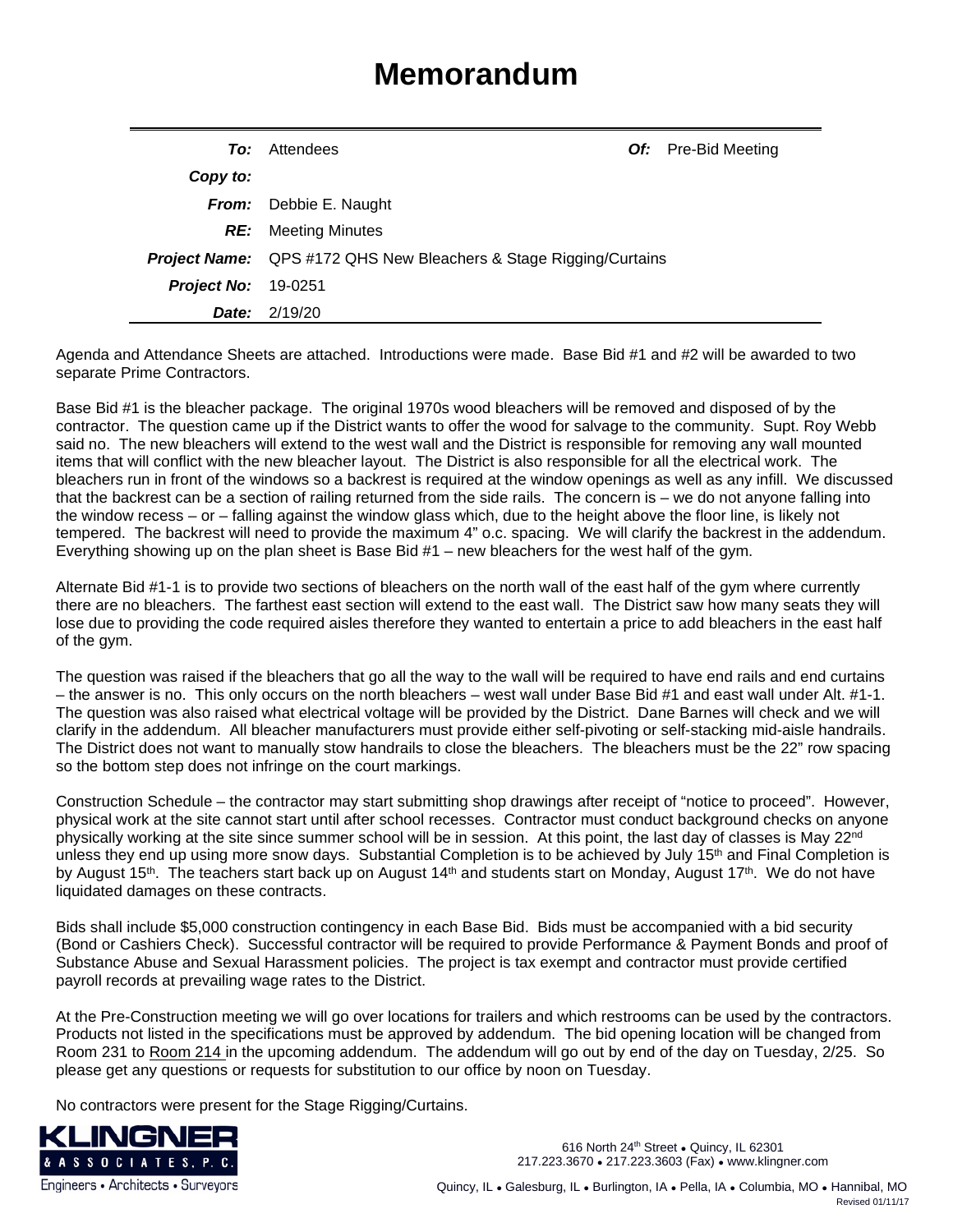# Memorandum

| | | | |
|---|---|---|---|
| ***To:*** | Attendees | ***Of:*** | Pre-Bid Meeting |
| ***Copy to:*** | | | |
| ***From:*** | Debbie E. Naught | | |
| ***RE:*** | Meeting Minutes | | |
| ***Project Name:*** | QPS #172 QHS New Bleachers & Stage Rigging/Curtains | | |
| ***Project No:*** | 19-0251 | | |
| ***Date:*** | 2/19/20 | | |

Agenda and Attendance Sheets are attached. Introductions were made. Base Bid #1 and #2 will be awarded to two separate Prime Contractors.

Base Bid #1 is the bleacher package. The original 1970s wood bleachers will be removed and disposed of by the contractor. The question came up if the District wants to offer the wood for salvage to the community. Supt. Roy Webb said no. The new bleachers will extend to the west wall and the District is responsible for removing any wall mounted items that will conflict with the new bleacher layout. The District is also responsible for all the electrical work. The bleachers run in front of the windows so a backrest is required at the window openings as well as any infill. We discussed that the backrest can be a section of railing returned from the side rails. The concern is – we do not anyone falling into the window recess – or – falling against the window glass which, due to the height above the floor line, is likely not tempered. The backrest will need to provide the maximum 4" o.c. spacing. We will clarify the backrest in the addendum. Everything showing up on the plan sheet is Base Bid #1 – new bleachers for the west half of the gym.

Alternate Bid #1-1 is to provide two sections of bleachers on the north wall of the east half of the gym where currently there are no bleachers. The farthest east section will extend to the east wall. The District saw how many seats they will lose due to providing the code required aisles therefore they wanted to entertain a price to add bleachers in the east half of the gym.

The question was raised if the bleachers that go all the way to the wall will be required to have end rails and end curtains – the answer is no. This only occurs on the north bleachers – west wall under Base Bid #1 and east wall under Alt. #1-1. The question was also raised what electrical voltage will be provided by the District. Dane Barnes will check and we will clarify in the addendum. All bleacher manufacturers must provide either self-pivoting or self-stacking mid-aisle handrails. The District does not want to manually stow handrails to close the bleachers. The bleachers must be the 22" row spacing so the bottom step does not infringe on the court markings.

Construction Schedule – the contractor may start submitting shop drawings after receipt of "notice to proceed". However, physical work at the site cannot start until after school recesses. Contractor must conduct background checks on anyone physically working at the site since summer school will be in session. At this point, the last day of classes is May 22nd unless they end up using more snow days. Substantial Completion is to be achieved by July 15th and Final Completion is by August 15th. The teachers start back up on August 14th and students start on Monday, August 17th. We do not have liquidated damages on these contracts.

Bids shall include $5,000 construction contingency in each Base Bid. Bids must be accompanied with a bid security (Bond or Cashiers Check). Successful contractor will be required to provide Performance & Payment Bonds and proof of Substance Abuse and Sexual Harassment policies. The project is tax exempt and contractor must provide certified payroll records at prevailing wage rates to the District.

At the Pre-Construction meeting we will go over locations for trailers and which restrooms can be used by the contractors. Products not listed in the specifications must be approved by addendum. The bid opening location will be changed from Room 231 to <u>Room 214</u> in the upcoming addendum. The addendum will go out by end of the day on Tuesday, 2/25. So please get any questions or requests for substitution to our office by noon on Tuesday.

No contractors were present for the Stage Rigging/Curtains.

KLINGNER & ASSOCIATES, P.C.
Engineers • Architects • Surveyors

616 North 24th Street • Quincy, IL 62301
217.223.3670 • 217.223.3603 (Fax) • www.klingner.com

Quincy, IL • Galesburg, IL • Burlington, IA • Pella, IA • Columbia, MO • Hannibal, MO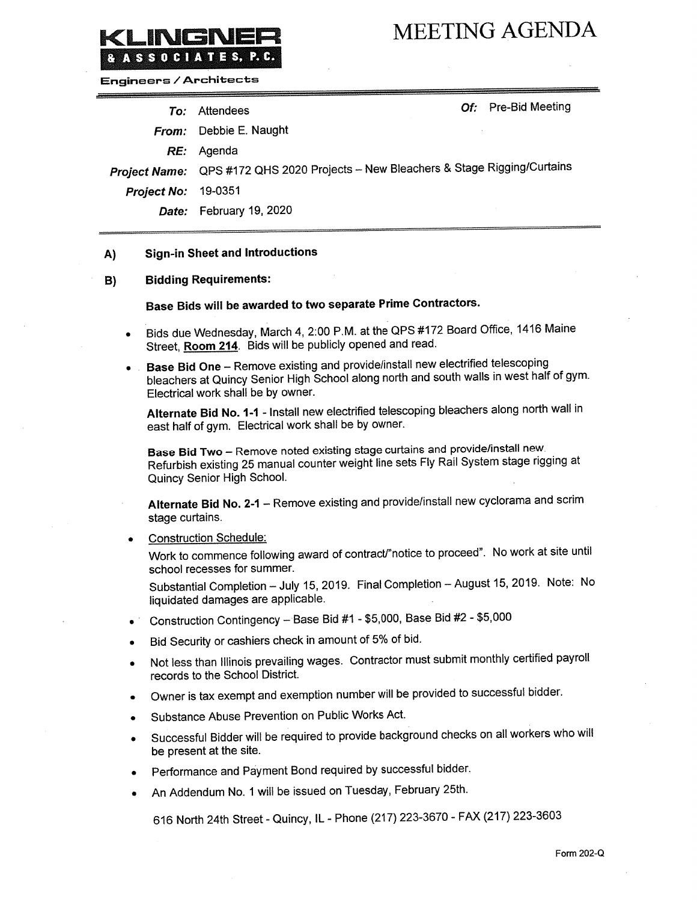**KLINGNER & ASSOCIATES, P.C.**
**Engineers / Architects**

# MEETING AGENDA

| | | | |
|---|---|---|---|
| ***To:*** | Attendees | ***Of:*** | Pre-Bid Meeting |
| ***From:*** | Debbie E. Naught | | |
| ***RE:*** | Agenda | | |
| ***Project Name:*** | QPS #172 QHS 2020 Projects – New Bleachers & Stage Rigging/Curtains | | |
| ***Project No:*** | 19-0351 | | |
| ***Date:*** | February 19, 2020 | | |

**A) Sign-in Sheet and Introductions**

**B) Bidding Requirements:**

**Base Bids will be awarded to two separate Prime Contractors.**

- Bids due Wednesday, March 4, 2:00 P.M. at the QPS #172 Board Office, 1416 Maine Street, **Room 214**. Bids will be publicly opened and read.
- **Base Bid One** – Remove existing and provide/install new electrified telescoping bleachers at Quincy Senior High School along north and south walls in west half of gym. Electrical work shall be by owner.

  **Alternate Bid No. 1-1** - Install new electrified telescoping bleachers along north wall in east half of gym. Electrical work shall be by owner.

  **Base Bid Two** – Remove noted existing stage curtains and provide/install new. Refurbish existing 25 manual counter weight line sets Fly Rail System stage rigging at Quincy Senior High School.

  **Alternate Bid No. 2-1** – Remove existing and provide/install new cyclorama and scrim stage curtains.

- Construction Schedule:

  Work to commence following award of contract/"notice to proceed". No work at site until school recesses for summer.

  Substantial Completion – July 15, 2019. Final Completion – August 15, 2019. Note: No liquidated damages are applicable.

- Construction Contingency – Base Bid #1 - $5,000, Base Bid #2 - $5,000
- Bid Security or cashiers check in amount of 5% of bid.
- Not less than Illinois prevailing wages. Contractor must submit monthly certified payroll records to the School District.
- Owner is tax exempt and exemption number will be provided to successful bidder.
- Substance Abuse Prevention on Public Works Act.
- Successful Bidder will be required to provide background checks on all workers who will be present at the site.
- Performance and Payment Bond required by successful bidder.
- An Addendum No. 1 will be issued on Tuesday, February 25th.

616 North 24th Street - Quincy, IL - Phone (217) 223-3670 - FAX (217) 223-3603

Form 202-Q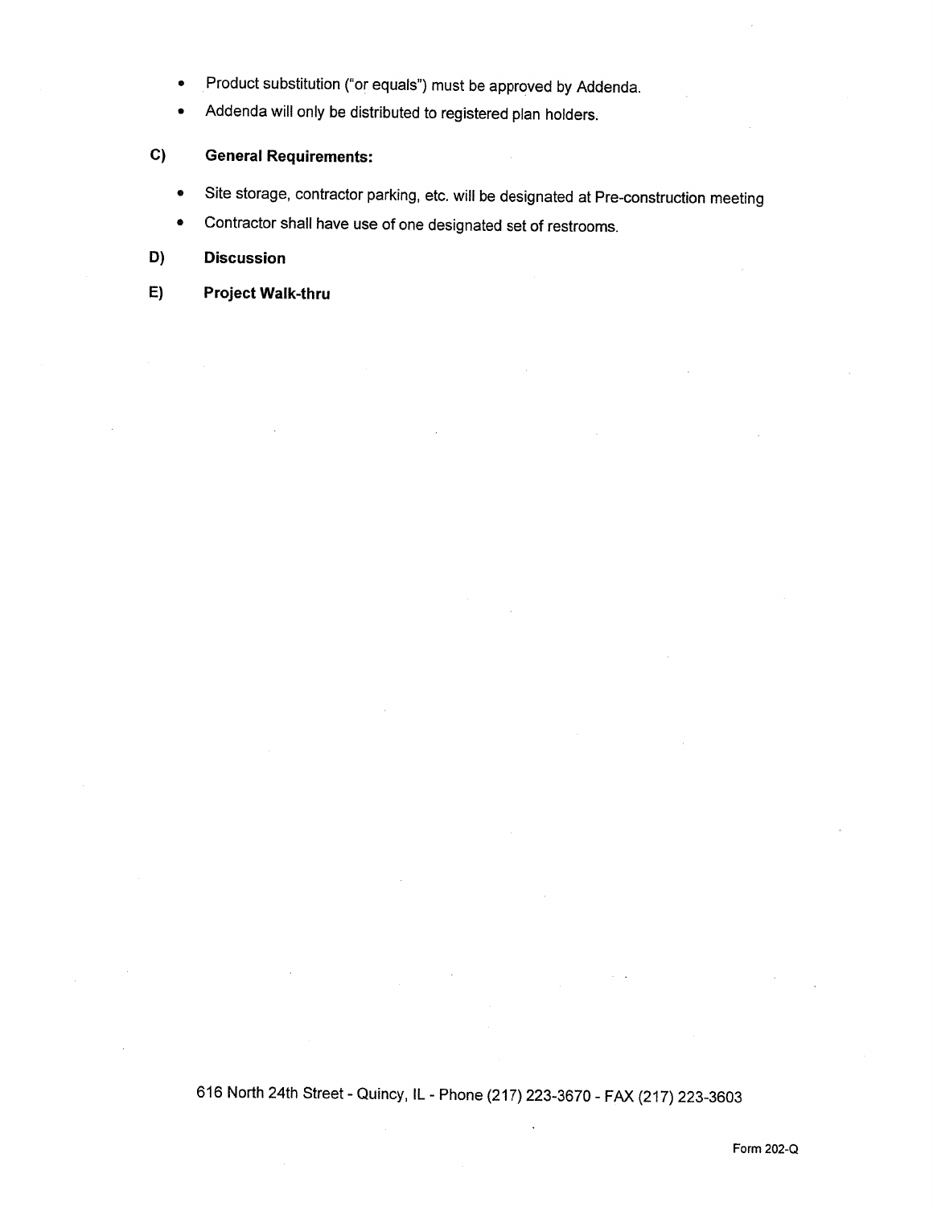- Product substitution ("or equals") must be approved by Addenda.
- Addenda will only be distributed to registered plan holders.

**C) General Requirements:**

- Site storage, contractor parking, etc. will be designated at Pre-construction meeting
- Contractor shall have use of one designated set of restrooms.

**D) Discussion**

**E) Project Walk-thru**

616 North 24th Street - Quincy, IL - Phone (217) 223-3670 - FAX (217) 223-3603

Form 202-Q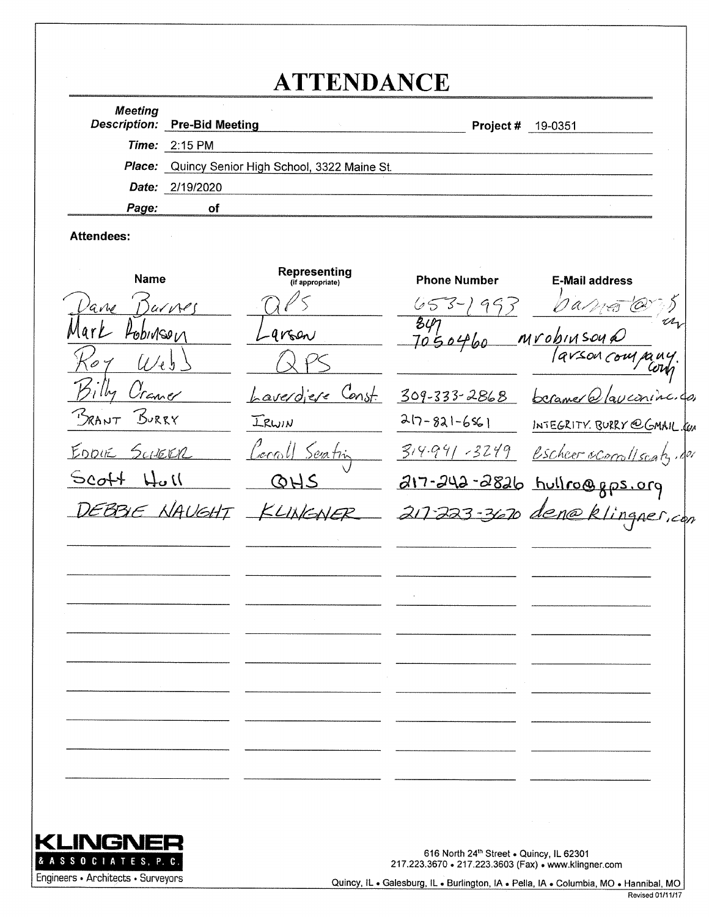# ATTENDANCE

**Meeting Description:** Pre-Bid Meeting **Project #** 19-0351

**Time:** 2:15 PM

**Place:** Quincy Senior High School, 3322 Maine St.

**Date:** 2/19/2020

**Page:** of

**Attendees:**

| Name | Representing (If appropriate) | Phone Number | E-Mail address |
|---|---|---|---|
| Dave Barnes | QPS | 653-1993 | barnes@qps |
| Mark Robinson | Larson | 847 7050460 | mrobinson@larsoncompany.com |
| Roy Webb | QPS | | |
| Billy Cramer | Laverdiere Const. | 309-333-2868 | bcramer@lauconinc.com |
| BRANT BURRY | IRWIN | 217-821-6561 | INTEGRITY.BURRY@GMAIL.COM |
| EDDIE SCHEER | Carroll Seating | 314-941-3249 | escheer@carrollseating.com |
| Scott Hull | QHS | 217-242-2826 | hullro@qps.org |
| DEBBIE NAUGHT | KLINGNER | 217-223-3670 | den@klingner.com |

KLINGNER & ASSOCIATES, P.C.
Engineers • Architects • Surveyors

616 North 24th Street • Quincy, IL 62301
217.223.3670 • 217.223.3603 (Fax) • www.klingner.com

Quincy, IL • Galesburg, IL • Burlington, IA • Pella, IA • Columbia, MO • Hannibal, MO

Revised 01/11/17